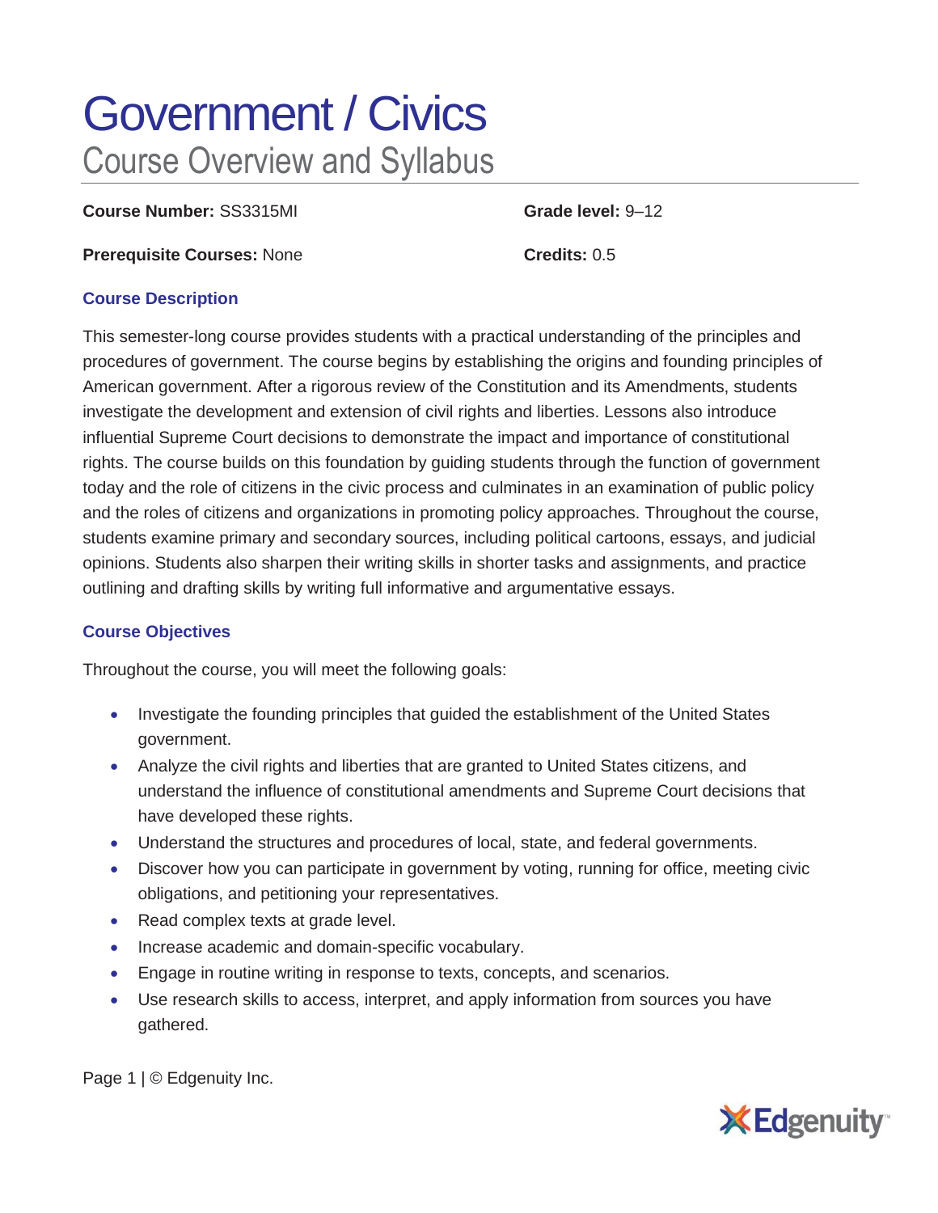# Government / Civics

## Course Overview and Syllabus

**Course Number:** SS3315MI

**Grade level:** 9–12

**Prerequisite Courses:** None

**Credits:** 0.5

### Course Description

This semester-long course provides students with a practical understanding of the principles and procedures of government. The course begins by establishing the origins and founding principles of American government. After a rigorous review of the Constitution and its Amendments, students investigate the development and extension of civil rights and liberties. Lessons also introduce influential Supreme Court decisions to demonstrate the impact and importance of constitutional rights. The course builds on this foundation by guiding students through the function of government today and the role of citizens in the civic process and culminates in an examination of public policy and the roles of citizens and organizations in promoting policy approaches. Throughout the course, students examine primary and secondary sources, including political cartoons, essays, and judicial opinions. Students also sharpen their writing skills in shorter tasks and assignments, and practice outlining and drafting skills by writing full informative and argumentative essays.

### Course Objectives

Throughout the course, you will meet the following goals:

- Investigate the founding principles that guided the establishment of the United States government.
- Analyze the civil rights and liberties that are granted to United States citizens, and understand the influence of constitutional amendments and Supreme Court decisions that have developed these rights.
- Understand the structures and procedures of local, state, and federal governments.
- Discover how you can participate in government by voting, running for office, meeting civic obligations, and petitioning your representatives.
- Read complex texts at grade level.
- Increase academic and domain-specific vocabulary.
- Engage in routine writing in response to texts, concepts, and scenarios.
- Use research skills to access, interpret, and apply information from sources you have gathered.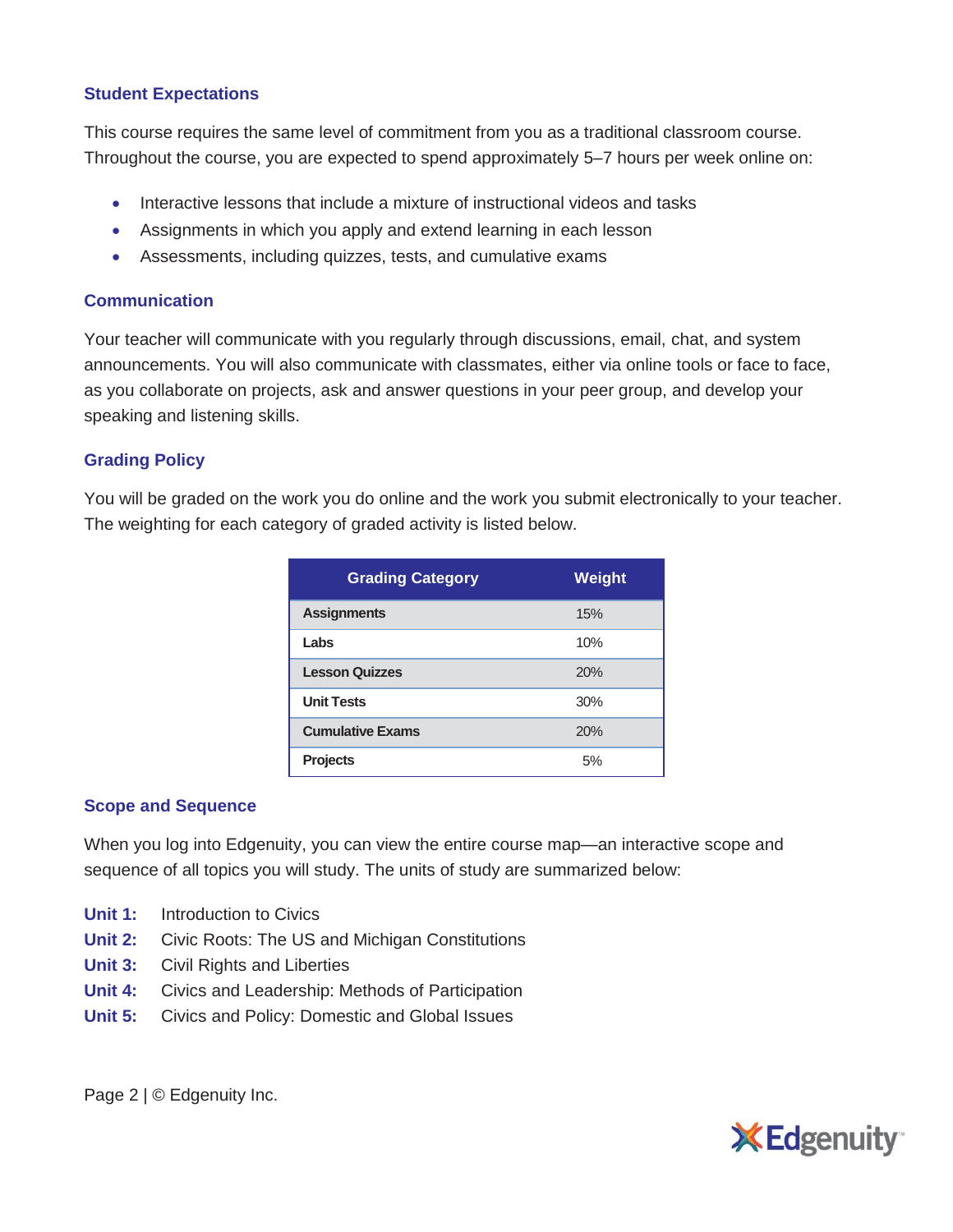## Student Expectations

This course requires the same level of commitment from you as a traditional classroom course. Throughout the course, you are expected to spend approximately 5–7 hours per week online on:

- Interactive lessons that include a mixture of instructional videos and tasks
- Assignments in which you apply and extend learning in each lesson
- Assessments, including quizzes, tests, and cumulative exams

## Communication

Your teacher will communicate with you regularly through discussions, email, chat, and system announcements. You will also communicate with classmates, either via online tools or face to face, as you collaborate on projects, ask and answer questions in your peer group, and develop your speaking and listening skills.

## Grading Policy

You will be graded on the work you do online and the work you submit electronically to your teacher. The weighting for each category of graded activity is listed below.

| Grading Category | Weight |
|---|---|
| **Assignments** | 15% |
| **Labs** | 10% |
| **Lesson Quizzes** | 20% |
| **Unit Tests** | 30% |
| **Cumulative Exams** | 20% |
| **Projects** | 5% |

## Scope and Sequence

When you log into Edgenuity, you can view the entire course map—an interactive scope and sequence of all topics you will study. The units of study are summarized below:

**Unit 1:** Introduction to Civics
**Unit 2:** Civic Roots: The US and Michigan Constitutions
**Unit 3:** Civil Rights and Liberties
**Unit 4:** Civics and Leadership: Methods of Participation
**Unit 5:** Civics and Policy: Domestic and Global Issues